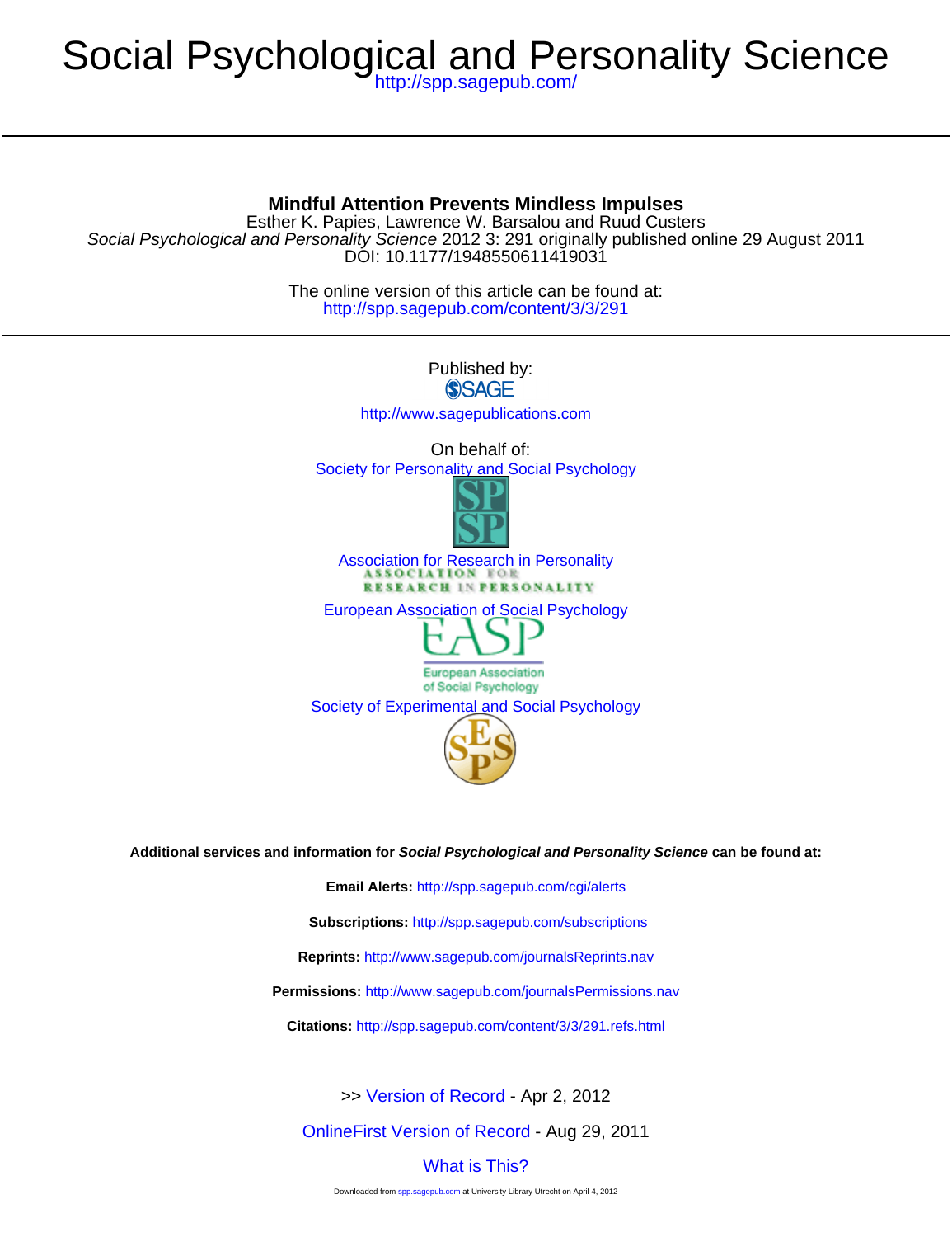# Social Psychological and Personality Science

http://spp.sagepub.com/

## Mindful Attention Prevents Mindless Impulses

Esther K. Papies, Lawrence W. Barsalou and Ruud Custers

*Social Psychological and Personality Science* 2012 3: 291 originally published online 29 August 2011

DOI: 10.1177/1948550611419031

The online version of this article can be found at:

http://spp.sagepub.com/content/3/3/291

Published by:

SAGE

http://www.sagepublications.com

On behalf of:

Society for Personality and Social Psychology

Association for Research in Personality

European Association of Social Psychology

Society of Experimental and Social Psychology

**Additional services and information for *Social Psychological and Personality Science* can be found at:**

**Email Alerts:** http://spp.sagepub.com/cgi/alerts

**Subscriptions:** http://spp.sagepub.com/subscriptions

**Reprints:** http://www.sagepub.com/journalsReprints.nav

**Permissions:** http://www.sagepub.com/journalsPermissions.nav

**Citations:** http://spp.sagepub.com/content/3/3/291.refs.html

>> Version of Record - Apr 2, 2012

OnlineFirst Version of Record - Aug 29, 2011

What is This?

Downloaded from spp.sagepub.com at University Library Utrecht on April 4, 2012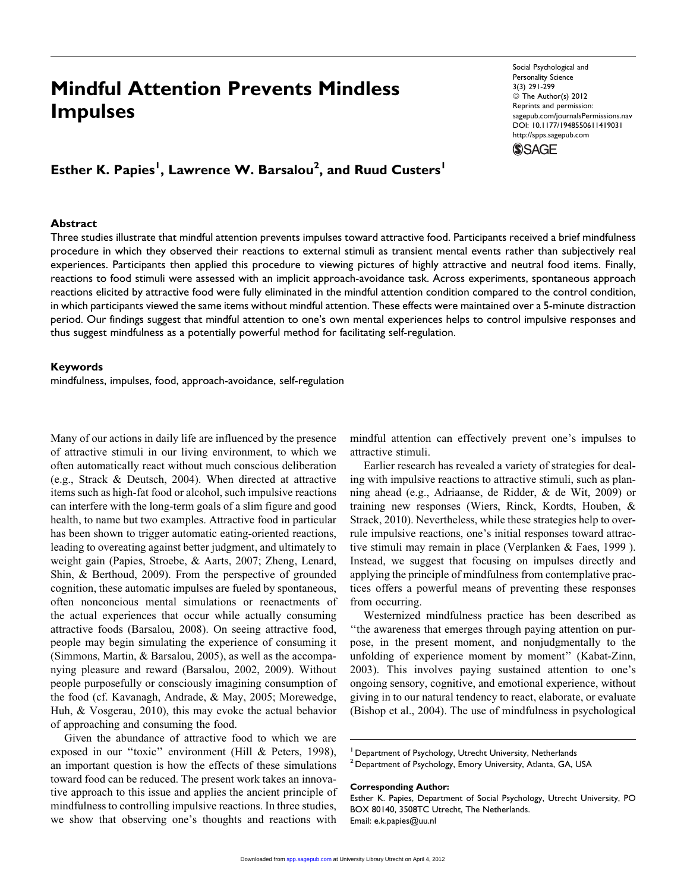# Mindful Attention Prevents Mindless Impulses

**Esther K. Papies[1], Lawrence W. Barsalou[2], and Ruud Custers[1]**

## Abstract

Three studies illustrate that mindful attention prevents impulses toward attractive food. Participants received a brief mindfulness procedure in which they observed their reactions to external stimuli as transient mental events rather than subjectively real experiences. Participants then applied this procedure to viewing pictures of highly attractive and neutral food items. Finally, reactions to food stimuli were assessed with an implicit approach-avoidance task. Across experiments, spontaneous approach reactions elicited by attractive food were fully eliminated in the mindful attention condition compared to the control condition, in which participants viewed the same items without mindful attention. These effects were maintained over a 5-minute distraction period. Our findings suggest that mindful attention to one's own mental experiences helps to control impulsive responses and thus suggest mindfulness as a potentially powerful method for facilitating self-regulation.

## Keywords

mindfulness, impulses, food, approach-avoidance, self-regulation

Many of our actions in daily life are influenced by the presence of attractive stimuli in our living environment, to which we often automatically react without much conscious deliberation (e.g., Strack & Deutsch, 2004). When directed at attractive items such as high-fat food or alcohol, such impulsive reactions can interfere with the long-term goals of a slim figure and good health, to name but two examples. Attractive food in particular has been shown to trigger automatic eating-oriented reactions, leading to overeating against better judgment, and ultimately to weight gain (Papies, Stroebe, & Aarts, 2007; Zheng, Lenard, Shin, & Berthoud, 2009). From the perspective of grounded cognition, these automatic impulses are fueled by spontaneous, often nonconcious mental simulations or reenactments of the actual experiences that occur while actually consuming attractive foods (Barsalou, 2008). On seeing attractive food, people may begin simulating the experience of consuming it (Simmons, Martin, & Barsalou, 2005), as well as the accompanying pleasure and reward (Barsalou, 2002, 2009). Without people purposefully or consciously imagining consumption of the food (cf. Kavanagh, Andrade, & May, 2005; Morewedge, Huh, & Vosgerau, 2010), this may evoke the actual behavior of approaching and consuming the food.

Given the abundance of attractive food to which we are exposed in our "toxic" environment (Hill & Peters, 1998), an important question is how the effects of these simulations toward food can be reduced. The present work takes an innovative approach to this issue and applies the ancient principle of mindfulness to controlling impulsive reactions. In three studies, we show that observing one's thoughts and reactions with mindful attention can effectively prevent one's impulses to attractive stimuli.

Earlier research has revealed a variety of strategies for dealing with impulsive reactions to attractive stimuli, such as planning ahead (e.g., Adriaanse, de Ridder, & de Wit, 2009) or training new responses (Wiers, Rinck, Kordts, Houben, & Strack, 2010). Nevertheless, while these strategies help to overrule impulsive reactions, one's initial responses toward attractive stimuli may remain in place (Verplanken & Faes, 1999 ). Instead, we suggest that focusing on impulses directly and applying the principle of mindfulness from contemplative practices offers a powerful means of preventing these responses from occurring.

Westernized mindfulness practice has been described as "the awareness that emerges through paying attention on purpose, in the present moment, and nonjudgmentally to the unfolding of experience moment by moment" (Kabat-Zinn, 2003). This involves paying sustained attention to one's ongoing sensory, cognitive, and emotional experience, without giving in to our natural tendency to react, elaborate, or evaluate (Bishop et al., 2004). The use of mindfulness in psychological

[1] Department of Psychology, Utrecht University, Netherlands
[2] Department of Psychology, Emory University, Atlanta, GA, USA

**Corresponding Author:**
Esther K. Papies, Department of Social Psychology, Utrecht University, PO BOX 80140, 3508TC Utrecht, The Netherlands.
Email: e.k.papies@uu.nl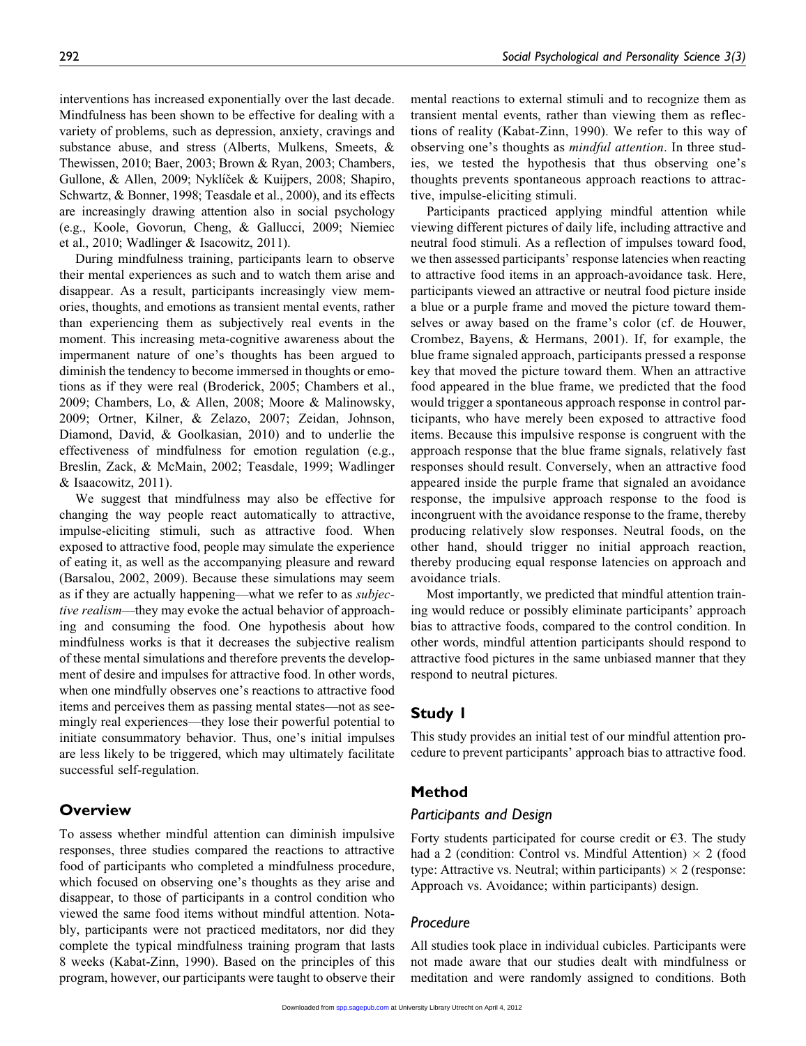interventions has increased exponentially over the last decade. Mindfulness has been shown to be effective for dealing with a variety of problems, such as depression, anxiety, cravings and substance abuse, and stress (Alberts, Mulkens, Smeets, & Thewissen, 2010; Baer, 2003; Brown & Ryan, 2003; Chambers, Gullone, & Allen, 2009; Nyklíček & Kuijpers, 2008; Shapiro, Schwartz, & Bonner, 1998; Teasdale et al., 2000), and its effects are increasingly drawing attention also in social psychology (e.g., Koole, Govorun, Cheng, & Gallucci, 2009; Niemiec et al., 2010; Wadlinger & Isacowitz, 2011).

During mindfulness training, participants learn to observe their mental experiences as such and to watch them arise and disappear. As a result, participants increasingly view memories, thoughts, and emotions as transient mental events, rather than experiencing them as subjectively real events in the moment. This increasing meta-cognitive awareness about the impermanent nature of one's thoughts has been argued to diminish the tendency to become immersed in thoughts or emotions as if they were real (Broderick, 2005; Chambers et al., 2009; Chambers, Lo, & Allen, 2008; Moore & Malinowsky, 2009; Ortner, Kilner, & Zelazo, 2007; Zeidan, Johnson, Diamond, David, & Goolkasian, 2010) and to underlie the effectiveness of mindfulness for emotion regulation (e.g., Breslin, Zack, & McMain, 2002; Teasdale, 1999; Wadlinger & Isaacowitz, 2011).

We suggest that mindfulness may also be effective for changing the way people react automatically to attractive, impulse-eliciting stimuli, such as attractive food. When exposed to attractive food, people may simulate the experience of eating it, as well as the accompanying pleasure and reward (Barsalou, 2002, 2009). Because these simulations may seem as if they are actually happening—what we refer to as *subjective realism*—they may evoke the actual behavior of approaching and consuming the food. One hypothesis about how mindfulness works is that it decreases the subjective realism of these mental simulations and therefore prevents the development of desire and impulses for attractive food. In other words, when one mindfully observes one's reactions to attractive food items and perceives them as passing mental states—not as seemingly real experiences—they lose their powerful potential to initiate consummatory behavior. Thus, one's initial impulses are less likely to be triggered, which may ultimately facilitate successful self-regulation.

## Overview

To assess whether mindful attention can diminish impulsive responses, three studies compared the reactions to attractive food of participants who completed a mindfulness procedure, which focused on observing one's thoughts as they arise and disappear, to those of participants in a control condition who viewed the same food items without mindful attention. Notably, participants were not practiced meditators, nor did they complete the typical mindfulness training program that lasts 8 weeks (Kabat-Zinn, 1990). Based on the principles of this program, however, our participants were taught to observe their mental reactions to external stimuli and to recognize them as transient mental events, rather than viewing them as reflections of reality (Kabat-Zinn, 1990). We refer to this way of observing one's thoughts as *mindful attention*. In three studies, we tested the hypothesis that thus observing one's thoughts prevents spontaneous approach reactions to attractive, impulse-eliciting stimuli.

Participants practiced applying mindful attention while viewing different pictures of daily life, including attractive and neutral food stimuli. As a reflection of impulses toward food, we then assessed participants' response latencies when reacting to attractive food items in an approach-avoidance task. Here, participants viewed an attractive or neutral food picture inside a blue or a purple frame and moved the picture toward themselves or away based on the frame's color (cf. de Houwer, Crombez, Bayens, & Hermans, 2001). If, for example, the blue frame signaled approach, participants pressed a response key that moved the picture toward them. When an attractive food appeared in the blue frame, we predicted that the food would trigger a spontaneous approach response in control participants, who have merely been exposed to attractive food items. Because this impulsive response is congruent with the approach response that the blue frame signals, relatively fast responses should result. Conversely, when an attractive food appeared inside the purple frame that signaled an avoidance response, the impulsive approach response to the food is incongruent with the avoidance response to the frame, thereby producing relatively slow responses. Neutral foods, on the other hand, should trigger no initial approach reaction, thereby producing equal response latencies on approach and avoidance trials.

Most importantly, we predicted that mindful attention training would reduce or possibly eliminate participants' approach bias to attractive foods, compared to the control condition. In other words, mindful attention participants should respond to attractive food pictures in the same unbiased manner that they respond to neutral pictures.

## Study 1

This study provides an initial test of our mindful attention procedure to prevent participants' approach bias to attractive food.

## Method

### Participants and Design

Forty students participated for course credit or €3. The study had a 2 (condition: Control vs. Mindful Attention) $\times$ 2 (food type: Attractive vs. Neutral; within participants) $\times$ 2 (response: Approach vs. Avoidance; within participants) design.

### Procedure

All studies took place in individual cubicles. Participants were not made aware that our studies dealt with mindfulness or meditation and were randomly assigned to conditions. Both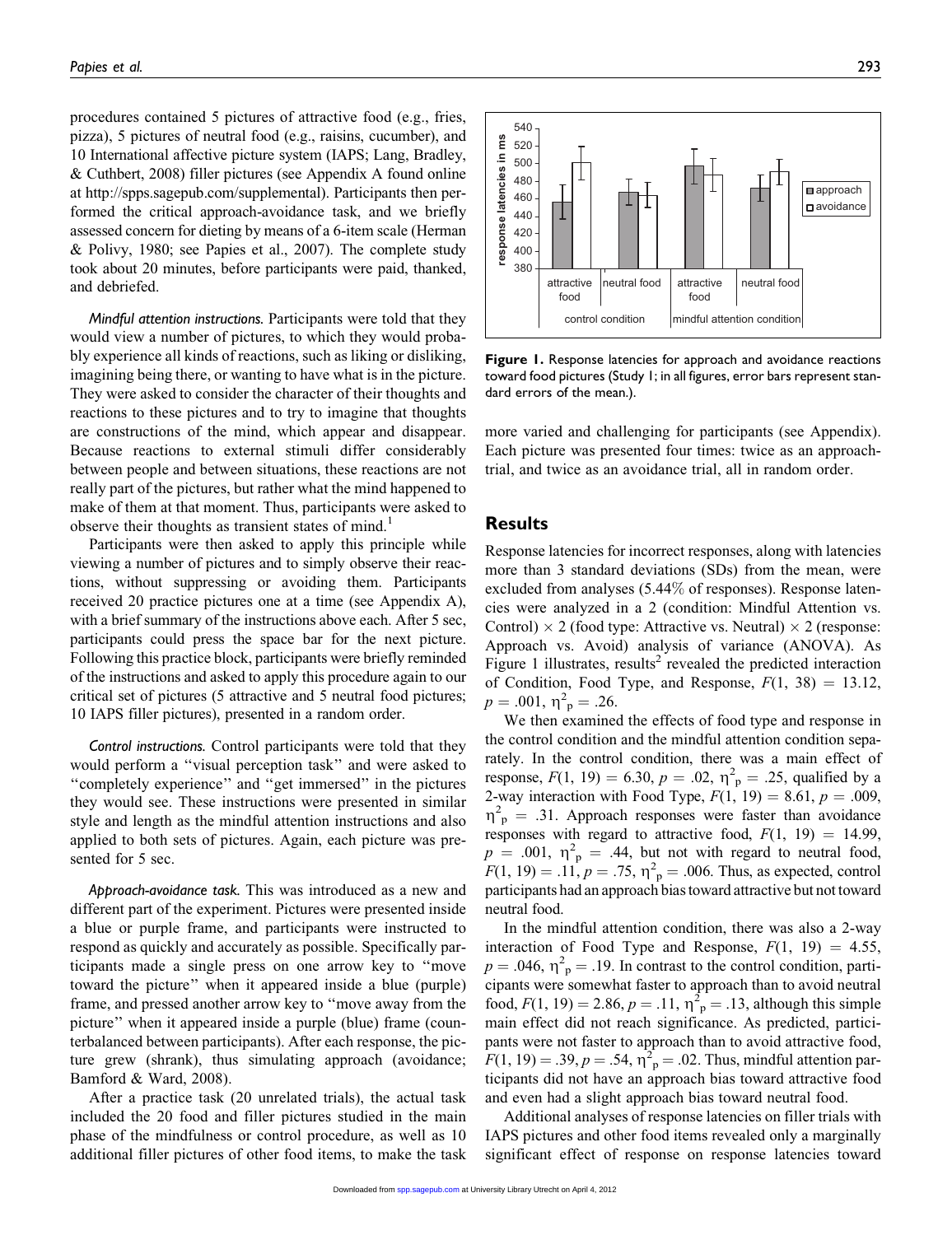procedures contained 5 pictures of attractive food (e.g., fries, pizza), 5 pictures of neutral food (e.g., raisins, cucumber), and 10 International affective picture system (IAPS; Lang, Bradley, & Cuthbert, 2008) filler pictures (see Appendix A found online at http://spps.sagepub.com/supplemental). Participants then performed the critical approach-avoidance task, and we briefly assessed concern for dieting by means of a 6-item scale (Herman & Polivy, 1980; see Papies et al., 2007). The complete study took about 20 minutes, before participants were paid, thanked, and debriefed.

*Mindful attention instructions.* Participants were told that they would view a number of pictures, to which they would probably experience all kinds of reactions, such as liking or disliking, imagining being there, or wanting to have what is in the picture. They were asked to consider the character of their thoughts and reactions to these pictures and to try to imagine that thoughts are constructions of the mind, which appear and disappear. Because reactions to external stimuli differ considerably between people and between situations, these reactions are not really part of the pictures, but rather what the mind happened to make of them at that moment. Thus, participants were asked to observe their thoughts as transient states of mind.[1]

Participants were then asked to apply this principle while viewing a number of pictures and to simply observe their reactions, without suppressing or avoiding them. Participants received 20 practice pictures one at a time (see Appendix A), with a brief summary of the instructions above each. After 5 sec, participants could press the space bar for the next picture. Following this practice block, participants were briefly reminded of the instructions and asked to apply this procedure again to our critical set of pictures (5 attractive and 5 neutral food pictures; 10 IAPS filler pictures), presented in a random order.

*Control instructions.* Control participants were told that they would perform a "visual perception task" and were asked to "completely experience" and "get immersed" in the pictures they would see. These instructions were presented in similar style and length as the mindful attention instructions and also applied to both sets of pictures. Again, each picture was presented for 5 sec.

*Approach-avoidance task.* This was introduced as a new and different part of the experiment. Pictures were presented inside a blue or purple frame, and participants were instructed to respond as quickly and accurately as possible. Specifically participants made a single press on one arrow key to "move toward the picture" when it appeared inside a blue (purple) frame, and pressed another arrow key to "move away from the picture" when it appeared inside a purple (blue) frame (counterbalanced between participants). After each response, the picture grew (shrank), thus simulating approach (avoidance; Bamford & Ward, 2008).

After a practice task (20 unrelated trials), the actual task included the 20 food and filler pictures studied in the main phase of the mindfulness or control procedure, as well as 10 additional filler pictures of other food items, to make the task more varied and challenging for participants (see Appendix). Each picture was presented four times: twice as an approach-trial, and twice as an avoidance trial, all in random order.

**Figure 1.** Response latencies for approach and avoidance reactions toward food pictures (Study 1; in all figures, error bars represent standard errors of the mean.).

## Results

Response latencies for incorrect responses, along with latencies more than 3 standard deviations (SDs) from the mean, were excluded from analyses (5.44% of responses). Response latencies were analyzed in a 2 (condition: Mindful Attention vs. Control) × 2 (food type: Attractive vs. Neutral) × 2 (response: Approach vs. Avoid) analysis of variance (ANOVA). As Figure 1 illustrates, results[2] revealed the predicted interaction of Condition, Food Type, and Response, $F(1, 38) = 13.12$, $p = .001$, $\eta^2_p = .26$.

We then examined the effects of food type and response in the control condition and the mindful attention condition separately. In the control condition, there was a main effect of response, $F(1, 19) = 6.30$, $p = .02$, $\eta^2_p = .25$, qualified by a 2-way interaction with Food Type, $F(1, 19) = 8.61$, $p = .009$, $\eta^2_p = .31$. Approach responses were faster than avoidance responses with regard to attractive food, $F(1, 19) = 14.99$, $p = .001$, $\eta^2_p = .44$, but not with regard to neutral food, $F(1, 19) = .11$, $p = .75$, $\eta^2_p = .006$. Thus, as expected, control participants had an approach bias toward attractive but not toward neutral food.

In the mindful attention condition, there was also a 2-way interaction of Food Type and Response, $F(1, 19) = 4.55$, $p = .046$, $\eta^2_p = .19$. In contrast to the control condition, participants were somewhat faster to approach than to avoid neutral food, $F(1, 19) = 2.86$, $p = .11$, $\eta^2_p = .13$, although this simple main effect did not reach significance. As predicted, participants were not faster to approach than to avoid attractive food, $F(1, 19) = .39$, $p = .54$, $\eta^2_p = .02$. Thus, mindful attention participants did not have an approach bias toward attractive food and even had a slight approach bias toward neutral food.

Additional analyses of response latencies on filler trials with IAPS pictures and other food items revealed only a marginally significant effect of response on response latencies toward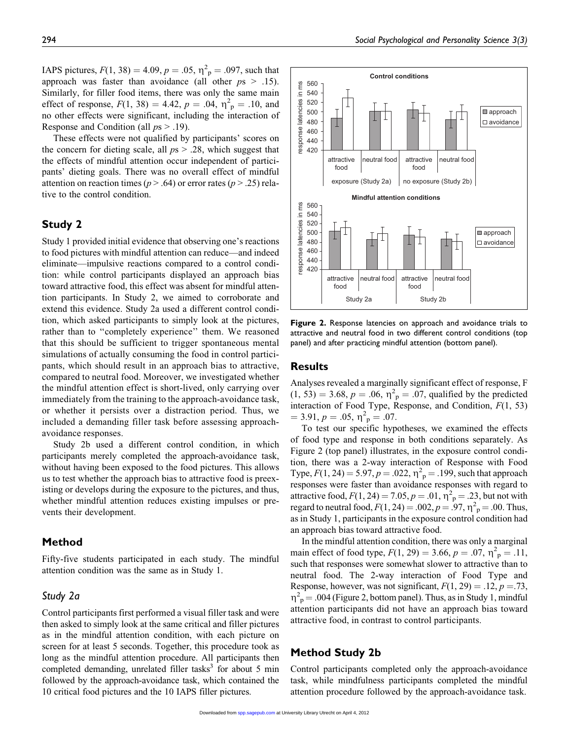IAPS pictures, $F(1, 38) = 4.09$, $p = .05$, $\eta^2_p = .097$, such that approach was faster than avoidance (all other $ps > .15$). Similarly, for filler food items, there was only the same main effect of response, $F(1, 38) = 4.42$, $p = .04$, $\eta^2_p = .10$, and no other effects were significant, including the interaction of Response and Condition (all $ps > .19$).

These effects were not qualified by participants' scores on the concern for dieting scale, all $ps > .28$, which suggest that the effects of mindful attention occur independent of participants' dieting goals. There was no overall effect of mindful attention on reaction times ($p > .64$) or error rates ($p > .25$) relative to the control condition.

## Study 2

Study 1 provided initial evidence that observing one's reactions to food pictures with mindful attention can reduce—and indeed eliminate—impulsive reactions compared to a control condition: while control participants displayed an approach bias toward attractive food, this effect was absent for mindful attention participants. In Study 2, we aimed to corroborate and extend this evidence. Study 2a used a different control condition, which asked participants to simply look at the pictures, rather than to "completely experience" them. We reasoned that this should be sufficient to trigger spontaneous mental simulations of actually consuming the food in control participants, which should result in an approach bias to attractive, compared to neutral food. Moreover, we investigated whether the mindful attention effect is short-lived, only carrying over immediately from the training to the approach-avoidance task, or whether it persists over a distraction period. Thus, we included a demanding filler task before assessing approach-avoidance responses.

Study 2b used a different control condition, in which participants merely completed the approach-avoidance task, without having been exposed to the food pictures. This allows us to test whether the approach bias to attractive food is preexisting or develops during the exposure to the pictures, and thus, whether mindful attention reduces existing impulses or prevents their development.

## Method

Fifty-five students participated in each study. The mindful attention condition was the same as in Study 1.

### Study 2a

Control participants first performed a visual filler task and were then asked to simply look at the same critical and filler pictures as in the mindful attention condition, with each picture on screen for at least 5 seconds. Together, this procedure took as long as the mindful attention procedure. All participants then completed demanding, unrelated filler tasks[3] for about 5 min followed by the approach-avoidance task, which contained the 10 critical food pictures and the 10 IAPS filler pictures.

**Figure 2.** Response latencies on approach and avoidance trials to attractive and neutral food in two different control conditions (top panel) and after practicing mindful attention (bottom panel).

## Results

Analyses revealed a marginally significant effect of response, $F(1, 53) = 3.68$, $p = .06$, $\eta^2_p = .07$, qualified by the predicted interaction of Food Type, Response, and Condition, $F(1, 53) = 3.91$, $p = .05$, $\eta^2_p = .07$.

To test our specific hypotheses, we examined the effects of food type and response in both conditions separately. As Figure 2 (top panel) illustrates, in the exposure control condition, there was a 2-way interaction of Response with Food Type, $F(1, 24) = 5.97$, $p = .022$, $\eta^2_p = .199$, such that approach responses were faster than avoidance responses with regard to attractive food, $F(1, 24) = 7.05$, $p = .01$, $\eta^2_p = .23$, but not with regard to neutral food, $F(1, 24) = .002$, $p = .97$, $\eta^2_p = .00$. Thus, as in Study 1, participants in the exposure control condition had an approach bias toward attractive food.

In the mindful attention condition, there was only a marginal main effect of food type, $F(1, 29) = 3.66$, $p = .07$, $\eta^2_p = .11$, such that responses were somewhat slower to attractive than to neutral food. The 2-way interaction of Food Type and Response, however, was not significant, $F(1, 29) = .12$, $p = .73$, $\eta^2_p = .004$ (Figure 2, bottom panel). Thus, as in Study 1, mindful attention participants did not have an approach bias toward attractive food, in contrast to control participants.

## Method Study 2b

Control participants completed only the approach-avoidance task, while mindfulness participants completed the mindful attention procedure followed by the approach-avoidance task.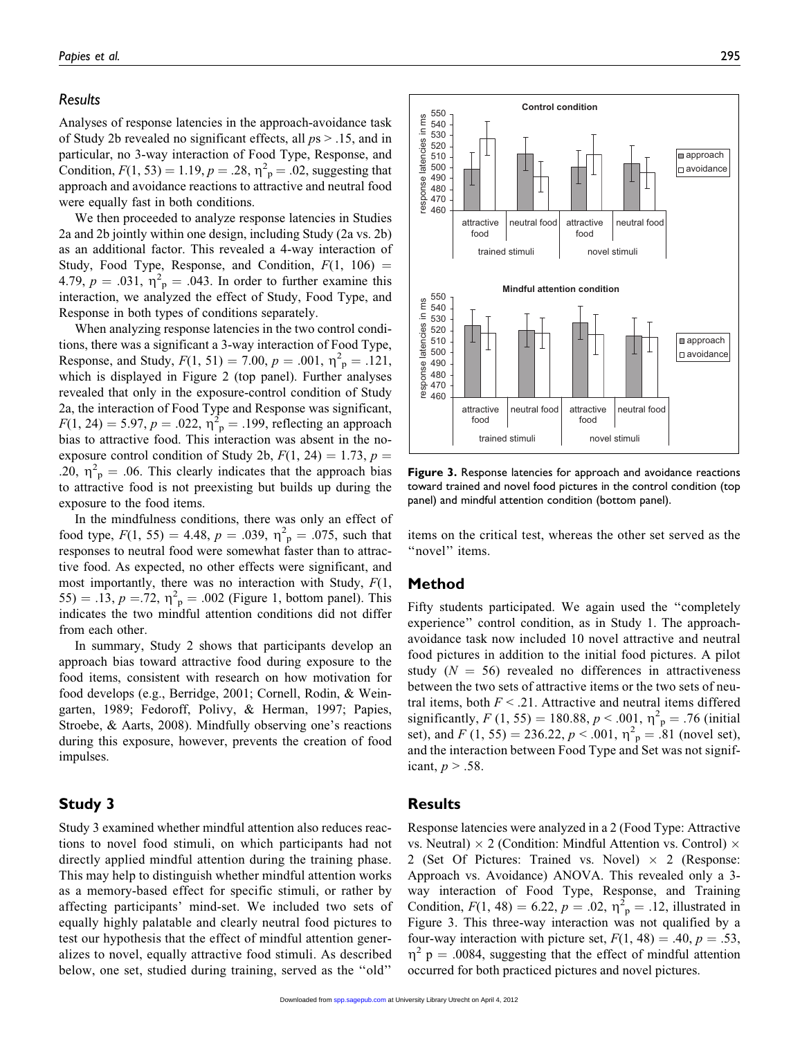## Results

Analyses of response latencies in the approach-avoidance task of Study 2b revealed no significant effects, all $ps > .15$, and in particular, no 3-way interaction of Food Type, Response, and Condition, $F(1, 53) = 1.19$, $p = .28$, $\eta^2_p = .02$, suggesting that approach and avoidance reactions to attractive and neutral food were equally fast in both conditions.

We then proceeded to analyze response latencies in Studies 2a and 2b jointly within one design, including Study (2a vs. 2b) as an additional factor. This revealed a 4-way interaction of Study, Food Type, Response, and Condition, $F(1, 106) = 4.79$, $p = .031$, $\eta^2_p = .043$. In order to further examine this interaction, we analyzed the effect of Study, Food Type, and Response in both types of conditions separately.

When analyzing response latencies in the two control conditions, there was a significant a 3-way interaction of Food Type, Response, and Study, $F(1, 51) = 7.00$, $p = .001$, $\eta^2_p = .121$, which is displayed in Figure 2 (top panel). Further analyses revealed that only in the exposure-control condition of Study 2a, the interaction of Food Type and Response was significant, $F(1, 24) = 5.97$, $p = .022$, $\eta^2_p = .199$, reflecting an approach bias to attractive food. This interaction was absent in the no-exposure control condition of Study 2b, $F(1, 24) = 1.73$, $p = .20$, $\eta^2_p = .06$. This clearly indicates that the approach bias to attractive food is not preexisting but builds up during the exposure to the food items.

In the mindfulness conditions, there was only an effect of food type, $F(1, 55) = 4.48$, $p = .039$, $\eta^2_p = .075$, such that responses to neutral food were somewhat faster than to attractive food. As expected, no other effects were significant, and most importantly, there was no interaction with Study, $F(1, 55) = .13$, $p = .72$, $\eta^2_p = .002$ (Figure 1, bottom panel). This indicates the two mindful attention conditions did not differ from each other.

In summary, Study 2 shows that participants develop an approach bias toward attractive food during exposure to the food items, consistent with research on how motivation for food develops (e.g., Berridge, 2001; Cornell, Rodin, & Weingarten, 1989; Fedoroff, Polivy, & Herman, 1997; Papies, Stroebe, & Aarts, 2008). Mindfully observing one's reactions during this exposure, however, prevents the creation of food impulses.

## Study 3

Study 3 examined whether mindful attention also reduces reactions to novel food stimuli, on which participants had not directly applied mindful attention during the training phase. This may help to distinguish whether mindful attention works as a memory-based effect for specific stimuli, or rather by affecting participants' mind-set. We included two sets of equally highly palatable and clearly neutral food pictures to test our hypothesis that the effect of mindful attention generalizes to novel, equally attractive food stimuli. As described below, one set, studied during training, served as the "old" items on the critical test, whereas the other set served as the "novel" items.

**Figure 3.** Response latencies for approach and avoidance reactions toward trained and novel food pictures in the control condition (top panel) and mindful attention condition (bottom panel).

## Method

Fifty students participated. We again used the "completely experience" control condition, as in Study 1. The approach-avoidance task now included 10 novel attractive and neutral food pictures in addition to the initial food pictures. A pilot study ($N = 56$) revealed no differences in attractiveness between the two sets of attractive items or the two sets of neutral items, both $F < .21$. Attractive and neutral items differed significantly, $F(1, 55) = 180.88$, $p < .001$, $\eta^2_p = .76$ (initial set), and $F(1, 55) = 236.22$, $p < .001$, $\eta^2_p = .81$ (novel set), and the interaction between Food Type and Set was not significant, $p > .58$.

## Results

Response latencies were analyzed in a 2 (Food Type: Attractive vs. Neutral) × 2 (Condition: Mindful Attention vs. Control) × 2 (Set Of Pictures: Trained vs. Novel) × 2 (Response: Approach vs. Avoidance) ANOVA. This revealed only a 3-way interaction of Food Type, Response, and Training Condition, $F(1, 48) = 6.22$, $p = .02$, $\eta^2_p = .12$, illustrated in Figure 3. This three-way interaction was not qualified by a four-way interaction with picture set, $F(1, 48) = .40$, $p = .53$, $\eta^2_p = .0084$, suggesting that the effect of mindful attention occurred for both practiced pictures and novel pictures.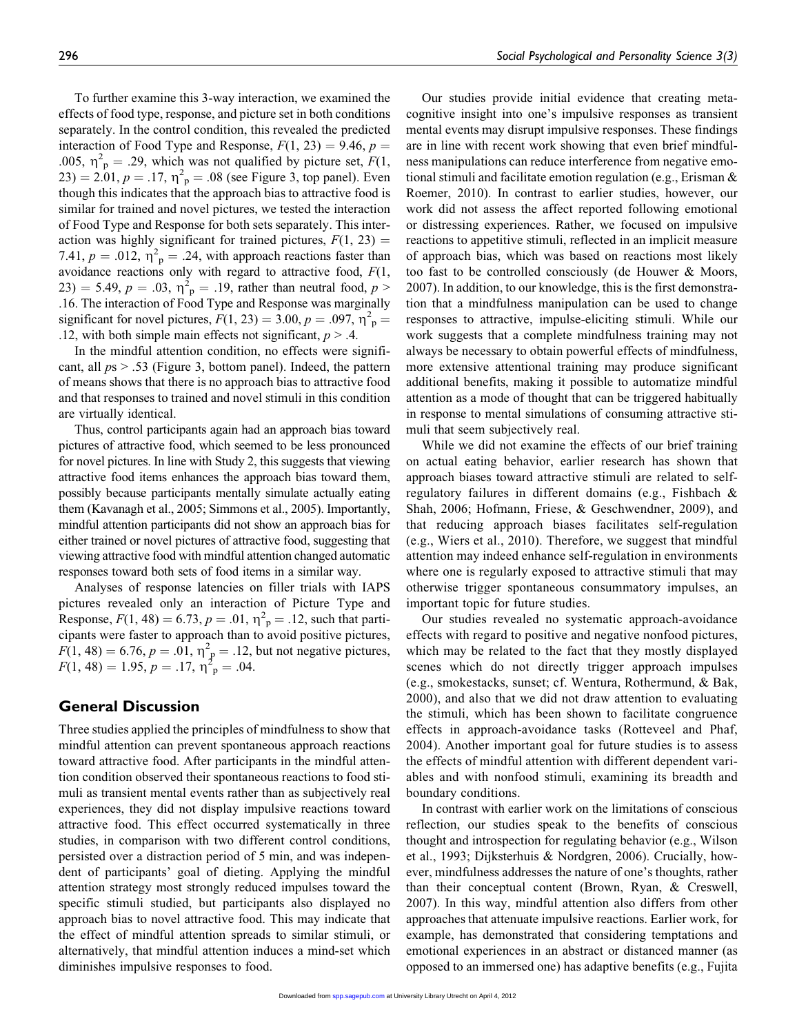To further examine this 3-way interaction, we examined the effects of food type, response, and picture set in both conditions separately. In the control condition, this revealed the predicted interaction of Food Type and Response, $F(1, 23) = 9.46$, $p = .005$, $\eta^2_p = .29$, which was not qualified by picture set, $F(1, 23) = 2.01$, $p = .17$, $\eta^2_p = .08$ (see Figure 3, top panel). Even though this indicates that the approach bias to attractive food is similar for trained and novel pictures, we tested the interaction of Food Type and Response for both sets separately. This interaction was highly significant for trained pictures, $F(1, 23) = 7.41$, $p = .012$, $\eta^2_p = .24$, with approach reactions faster than avoidance reactions only with regard to attractive food, $F(1, 23) = 5.49$, $p = .03$, $\eta^2_p = .19$, rather than neutral food, $p > .16$. The interaction of Food Type and Response was marginally significant for novel pictures, $F(1, 23) = 3.00$, $p = .097$, $\eta^2_p = .12$, with both simple main effects not significant, $p > .4$.

In the mindful attention condition, no effects were significant, all $ps > .53$ (Figure 3, bottom panel). Indeed, the pattern of means shows that there is no approach bias to attractive food and that responses to trained and novel stimuli in this condition are virtually identical.

Thus, control participants again had an approach bias toward pictures of attractive food, which seemed to be less pronounced for novel pictures. In line with Study 2, this suggests that viewing attractive food items enhances the approach bias toward them, possibly because participants mentally simulate actually eating them (Kavanagh et al., 2005; Simmons et al., 2005). Importantly, mindful attention participants did not show an approach bias for either trained or novel pictures of attractive food, suggesting that viewing attractive food with mindful attention changed automatic responses toward both sets of food items in a similar way.

Analyses of response latencies on filler trials with IAPS pictures revealed only an interaction of Picture Type and Response, $F(1, 48) = 6.73$, $p = .01$, $\eta^2_p = .12$, such that participants were faster to approach than to avoid positive pictures, $F(1, 48) = 6.76$, $p = .01$, $\eta^2_p = .12$, but not negative pictures, $F(1, 48) = 1.95$, $p = .17$, $\eta^2_p = .04$.

## General Discussion

Three studies applied the principles of mindfulness to show that mindful attention can prevent spontaneous approach reactions toward attractive food. After participants in the mindful attention condition observed their spontaneous reactions to food stimuli as transient mental events rather than as subjectively real experiences, they did not display impulsive reactions toward attractive food. This effect occurred systematically in three studies, in comparison with two different control conditions, persisted over a distraction period of 5 min, and was independent of participants' goal of dieting. Applying the mindful attention strategy most strongly reduced impulses toward the specific stimuli studied, but participants also displayed no approach bias to novel attractive food. This may indicate that the effect of mindful attention spreads to similar stimuli, or alternatively, that mindful attention induces a mind-set which diminishes impulsive responses to food.

Our studies provide initial evidence that creating metacognitive insight into one's impulsive responses as transient mental events may disrupt impulsive responses. These findings are in line with recent work showing that even brief mindfulness manipulations can reduce interference from negative emotional stimuli and facilitate emotion regulation (e.g., Erisman & Roemer, 2010). In contrast to earlier studies, however, our work did not assess the affect reported following emotional or distressing experiences. Rather, we focused on impulsive reactions to appetitive stimuli, reflected in an implicit measure of approach bias, which was based on reactions most likely too fast to be controlled consciously (de Houwer & Moors, 2007). In addition, to our knowledge, this is the first demonstration that a mindfulness manipulation can be used to change responses to attractive, impulse-eliciting stimuli. While our work suggests that a complete mindfulness training may not always be necessary to obtain powerful effects of mindfulness, more extensive attentional training may produce significant additional benefits, making it possible to automatize mindful attention as a mode of thought that can be triggered habitually in response to mental simulations of consuming attractive stimuli that seem subjectively real.

While we did not examine the effects of our brief training on actual eating behavior, earlier research has shown that approach biases toward attractive stimuli are related to self-regulatory failures in different domains (e.g., Fishbach & Shah, 2006; Hofmann, Friese, & Geschwendner, 2009), and that reducing approach biases facilitates self-regulation (e.g., Wiers et al., 2010). Therefore, we suggest that mindful attention may indeed enhance self-regulation in environments where one is regularly exposed to attractive stimuli that may otherwise trigger spontaneous consummatory impulses, an important topic for future studies.

Our studies revealed no systematic approach-avoidance effects with regard to positive and negative nonfood pictures, which may be related to the fact that they mostly displayed scenes which do not directly trigger approach impulses (e.g., smokestacks, sunset; cf. Wentura, Rothermund, & Bak, 2000), and also that we did not draw attention to evaluating the stimuli, which has been shown to facilitate congruence effects in approach-avoidance tasks (Rotteveel and Phaf, 2004). Another important goal for future studies is to assess the effects of mindful attention with different dependent variables and with nonfood stimuli, examining its breadth and boundary conditions.

In contrast with earlier work on the limitations of conscious reflection, our studies speak to the benefits of conscious thought and introspection for regulating behavior (e.g., Wilson et al., 1993; Dijksterhuis & Nordgren, 2006). Crucially, however, mindfulness addresses the nature of one's thoughts, rather than their conceptual content (Brown, Ryan, & Creswell, 2007). In this way, mindful attention also differs from other approaches that attenuate impulsive reactions. Earlier work, for example, has demonstrated that considering temptations and emotional experiences in an abstract or distanced manner (as opposed to an immersed one) has adaptive benefits (e.g., Fujita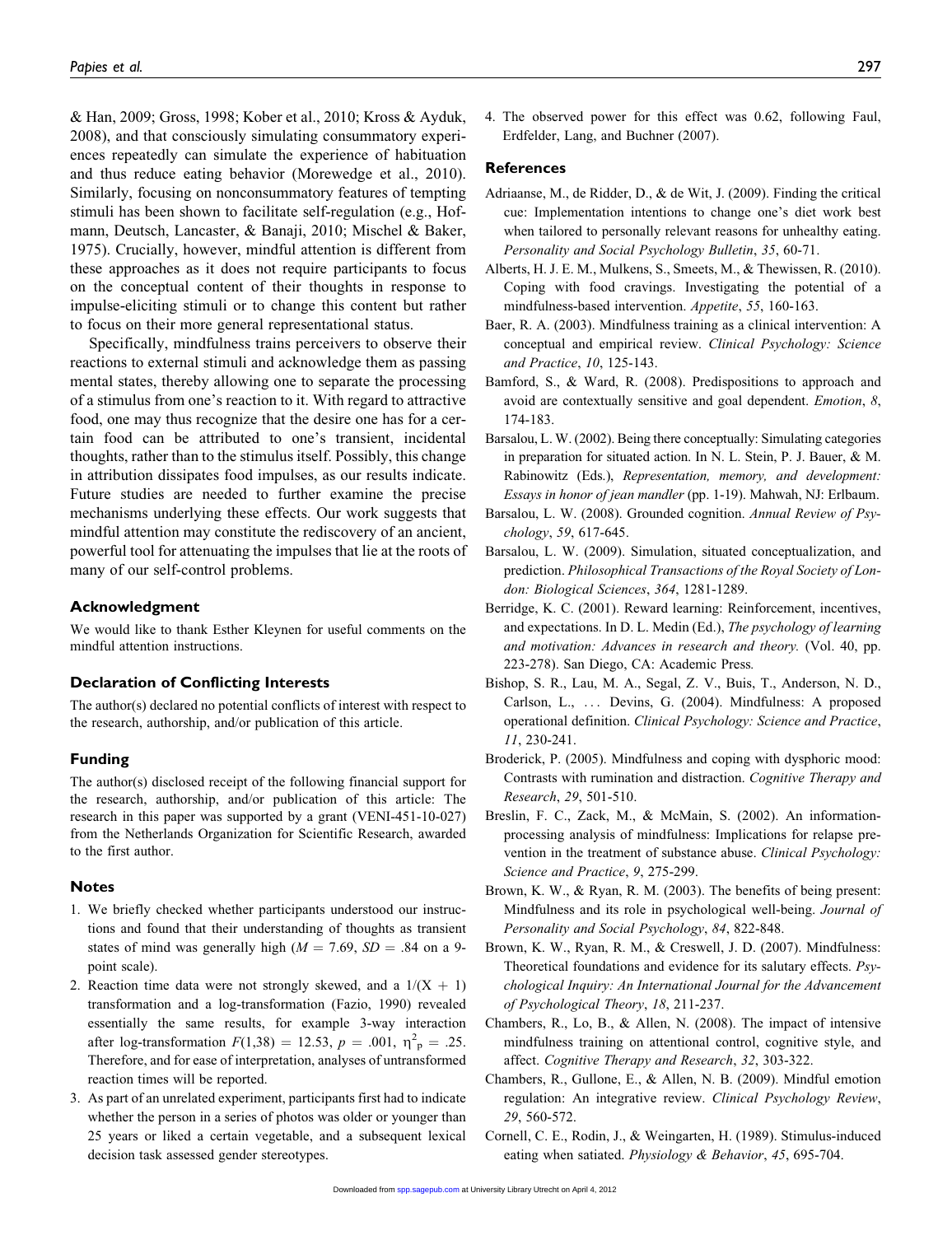& Han, 2009; Gross, 1998; Kober et al., 2010; Kross & Ayduk, 2008), and that consciously simulating consummatory experiences repeatedly can simulate the experience of habituation and thus reduce eating behavior (Morewedge et al., 2010). Similarly, focusing on nonconsummatory features of tempting stimuli has been shown to facilitate self-regulation (e.g., Hofmann, Deutsch, Lancaster, & Banaji, 2010; Mischel & Baker, 1975). Crucially, however, mindful attention is different from these approaches as it does not require participants to focus on the conceptual content of their thoughts in response to impulse-eliciting stimuli or to change this content but rather to focus on their more general representational status.

Specifically, mindfulness trains perceivers to observe their reactions to external stimuli and acknowledge them as passing mental states, thereby allowing one to separate the processing of a stimulus from one's reaction to it. With regard to attractive food, one may thus recognize that the desire one has for a certain food can be attributed to one's transient, incidental thoughts, rather than to the stimulus itself. Possibly, this change in attribution dissipates food impulses, as our results indicate. Future studies are needed to further examine the precise mechanisms underlying these effects. Our work suggests that mindful attention may constitute the rediscovery of an ancient, powerful tool for attenuating the impulses that lie at the roots of many of our self-control problems.

## Acknowledgment

We would like to thank Esther Kleynen for useful comments on the mindful attention instructions.

## Declaration of Conflicting Interests

The author(s) declared no potential conflicts of interest with respect to the research, authorship, and/or publication of this article.

## Funding

The author(s) disclosed receipt of the following financial support for the research, authorship, and/or publication of this article: The research in this paper was supported by a grant (VENI-451-10-027) from the Netherlands Organization for Scientific Research, awarded to the first author.

## Notes

1. We briefly checked whether participants understood our instructions and found that their understanding of thoughts as transient states of mind was generally high ($M = 7.69$, $SD = .84$ on a 9-point scale).
2. Reaction time data were not strongly skewed, and a $1/(X + 1)$ transformation and a log-transformation (Fazio, 1990) revealed essentially the same results, for example 3-way interaction after log-transformation $F(1,38) = 12.53$, $p = .001$, $\eta^2_p = .25$. Therefore, and for ease of interpretation, analyses of untransformed reaction times will be reported.
3. As part of an unrelated experiment, participants first had to indicate whether the person in a series of photos was older or younger than 25 years or liked a certain vegetable, and a subsequent lexical decision task assessed gender stereotypes.
4. The observed power for this effect was 0.62, following Faul, Erdfelder, Lang, and Buchner (2007).

## References

Adriaanse, M., de Ridder, D., & de Wit, J. (2009). Finding the critical cue: Implementation intentions to change one's diet work best when tailored to personally relevant reasons for unhealthy eating. *Personality and Social Psychology Bulletin*, *35*, 60-71.

Alberts, H. J. E. M., Mulkens, S., Smeets, M., & Thewissen, R. (2010). Coping with food cravings. Investigating the potential of a mindfulness-based intervention. *Appetite*, *55*, 160-163.

Baer, R. A. (2003). Mindfulness training as a clinical intervention: A conceptual and empirical review. *Clinical Psychology: Science and Practice*, *10*, 125-143.

Bamford, S., & Ward, R. (2008). Predispositions to approach and avoid are contextually sensitive and goal dependent. *Emotion*, *8*, 174-183.

Barsalou, L. W. (2002). Being there conceptually: Simulating categories in preparation for situated action. In N. L. Stein, P. J. Bauer, & M. Rabinowitz (Eds.), *Representation, memory, and development: Essays in honor of jean mandler* (pp. 1-19). Mahwah, NJ: Erlbaum.

Barsalou, L. W. (2008). Grounded cognition. *Annual Review of Psychology*, *59*, 617-645.

Barsalou, L. W. (2009). Simulation, situated conceptualization, and prediction. *Philosophical Transactions of the Royal Society of London: Biological Sciences*, *364*, 1281-1289.

Berridge, K. C. (2001). Reward learning: Reinforcement, incentives, and expectations. In D. L. Medin (Ed.), *The psychology of learning and motivation: Advances in research and theory*. (Vol. 40, pp. 223-278). San Diego, CA: Academic Press.

Bishop, S. R., Lau, M. A., Segal, Z. V., Buis, T., Anderson, N. D., Carlson, L., … Devins, G. (2004). Mindfulness: A proposed operational definition. *Clinical Psychology: Science and Practice*, *11*, 230-241.

Broderick, P. (2005). Mindfulness and coping with dysphoric mood: Contrasts with rumination and distraction. *Cognitive Therapy and Research*, *29*, 501-510.

Breslin, F. C., Zack, M., & McMain, S. (2002). An information-processing analysis of mindfulness: Implications for relapse prevention in the treatment of substance abuse. *Clinical Psychology: Science and Practice*, *9*, 275-299.

Brown, K. W., & Ryan, R. M. (2003). The benefits of being present: Mindfulness and its role in psychological well-being. *Journal of Personality and Social Psychology*, *84*, 822-848.

Brown, K. W., Ryan, R. M., & Creswell, J. D. (2007). Mindfulness: Theoretical foundations and evidence for its salutary effects. *Psychological Inquiry: An International Journal for the Advancement of Psychological Theory*, *18*, 211-237.

Chambers, R., Lo, B., & Allen, N. (2008). The impact of intensive mindfulness training on attentional control, cognitive style, and affect. *Cognitive Therapy and Research*, *32*, 303-322.

Chambers, R., Gullone, E., & Allen, N. B. (2009). Mindful emotion regulation: An integrative review. *Clinical Psychology Review*, *29*, 560-572.

Cornell, C. E., Rodin, J., & Weingarten, H. (1989). Stimulus-induced eating when satiated. *Physiology & Behavior*, *45*, 695-704.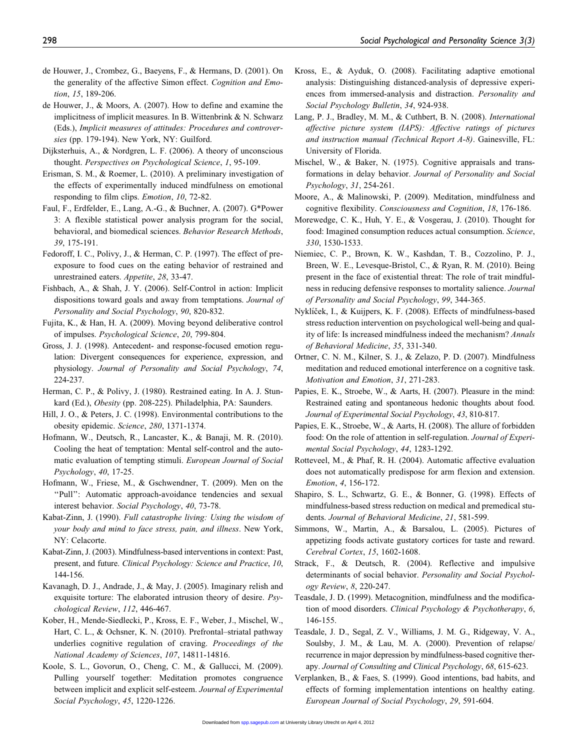de Houwer, J., Crombez, G., Baeyens, F., & Hermans, D. (2001). On the generality of the affective Simon effect. *Cognition and Emotion*, *15*, 189-206.

de Houwer, J., & Moors, A. (2007). How to define and examine the implicitness of implicit measures. In B. Wittenbrink & N. Schwarz (Eds.), *Implicit measures of attitudes: Procedures and controversies* (pp. 179-194). New York, NY: Guilford.

Dijksterhuis, A., & Nordgren, L. F. (2006). A theory of unconscious thought. *Perspectives on Psychological Science*, *1*, 95-109.

Erisman, S. M., & Roemer, L. (2010). A preliminary investigation of the effects of experimentally induced mindfulness on emotional responding to film clips. *Emotion*, *10*, 72-82.

Faul, F., Erdfelder, E., Lang, A.-G., & Buchner, A. (2007). G*Power 3: A flexible statistical power analysis program for the social, behavioral, and biomedical sciences. *Behavior Research Methods*, *39*, 175-191.

Fedoroff, I. C., Polivy, J., & Herman, C. P. (1997). The effect of pre-exposure to food cues on the eating behavior of restrained and unrestrained eaters. *Appetite*, *28*, 33-47.

Fishbach, A., & Shah, J. Y. (2006). Self-Control in action: Implicit dispositions toward goals and away from temptations. *Journal of Personality and Social Psychology*, *90*, 820-832.

Fujita, K., & Han, H. A. (2009). Moving beyond deliberative control of impulses. *Psychological Science*, *20*, 799-804.

Gross, J. J. (1998). Antecedent- and response-focused emotion regulation: Divergent consequences for experience, expression, and physiology. *Journal of Personality and Social Psychology*, *74*, 224-237.

Herman, C. P., & Polivy, J. (1980). Restrained eating. In A. J. Stunkard (Ed.), *Obesity* (pp. 208-225). Philadelphia, PA: Saunders.

Hill, J. O., & Peters, J. C. (1998). Environmental contributions to the obesity epidemic. *Science*, *280*, 1371-1374.

Hofmann, W., Deutsch, R., Lancaster, K., & Banaji, M. R. (2010). Cooling the heat of temptation: Mental self-control and the automatic evaluation of tempting stimuli. *European Journal of Social Psychology*, *40*, 17-25.

Hofmann, W., Friese, M., & Gschwendner, T. (2009). Men on the "Pull": Automatic approach-avoidance tendencies and sexual interest behavior. *Social Psychology*, *40*, 73-78.

Kabat-Zinn, J. (1990). *Full catastrophe living: Using the wisdom of your body and mind to face stress, pain, and illness*. New York, NY: Celacorte.

Kabat-Zinn, J. (2003). Mindfulness-based interventions in context: Past, present, and future. *Clinical Psychology: Science and Practice*, *10*, 144-156.

Kavanagh, D. J., Andrade, J., & May, J. (2005). Imaginary relish and exquisite torture: The elaborated intrusion theory of desire. *Psychological Review*, *112*, 446-467.

Kober, H., Mende-Siedlecki, P., Kross, E. F., Weber, J., Mischel, W., Hart, C. L., & Ochsner, K. N. (2010). Prefrontal–striatal pathway underlies cognitive regulation of craving. *Proceedings of the National Academy of Sciences*, *107*, 14811-14816.

Koole, S. L., Govorun, O., Cheng, C. M., & Gallucci, M. (2009). Pulling yourself together: Meditation promotes congruence between implicit and explicit self-esteem. *Journal of Experimental Social Psychology*, *45*, 1220-1226.

Kross, E., & Ayduk, O. (2008). Facilitating adaptive emotional analysis: Distinguishing distanced-analysis of depressive experiences from immersed-analysis and distraction. *Personality and Social Psychology Bulletin*, *34*, 924-938.

Lang, P. J., Bradley, M. M., & Cuthbert, B. N. (2008). *International affective picture system (IAPS): Affective ratings of pictures and instruction manual (Technical Report A-8)*. Gainesville, FL: University of Florida.

Mischel, W., & Baker, N. (1975). Cognitive appraisals and transformations in delay behavior. *Journal of Personality and Social Psychology*, *31*, 254-261.

Moore, A., & Malinowski, P. (2009). Meditation, mindfulness and cognitive flexibility. *Consciousness and Cognition*, *18*, 176-186.

Morewedge, C. K., Huh, Y. E., & Vosgerau, J. (2010). Thought for food: Imagined consumption reduces actual consumption. *Science*, *330*, 1530-1533.

Niemiec, C. P., Brown, K. W., Kashdan, T. B., Cozzolino, P. J., Breen, W. E., Levesque-Bristol, C., & Ryan, R. M. (2010). Being present in the face of existential threat: The role of trait mindfulness in reducing defensive responses to mortality salience. *Journal of Personality and Social Psychology*, *99*, 344-365.

Nyklíček, I., & Kuijpers, K. F. (2008). Effects of mindfulness-based stress reduction intervention on psychological well-being and quality of life: Is increased mindfulness indeed the mechanism? *Annals of Behavioral Medicine*, *35*, 331-340.

Ortner, C. N. M., Kilner, S. J., & Zelazo, P. D. (2007). Mindfulness meditation and reduced emotional interference on a cognitive task. *Motivation and Emotion*, *31*, 271-283.

Papies, E. K., Stroebe, W., & Aarts, H. (2007). Pleasure in the mind: Restrained eating and spontaneous hedonic thoughts about food. *Journal of Experimental Social Psychology*, *43*, 810-817.

Papies, E. K., Stroebe, W., & Aarts, H. (2008). The allure of forbidden food: On the role of attention in self-regulation. *Journal of Experimental Social Psychology*, *44*, 1283-1292.

Rotteveel, M., & Phaf, R. H. (2004). Automatic affective evaluation does not automatically predispose for arm flexion and extension. *Emotion*, *4*, 156-172.

Shapiro, S. L., Schwartz, G. E., & Bonner, G. (1998). Effects of mindfulness-based stress reduction on medical and premedical students. *Journal of Behavioral Medicine*, *21*, 581-599.

Simmons, W., Martin, A., & Barsalou, L. (2005). Pictures of appetizing foods activate gustatory cortices for taste and reward. *Cerebral Cortex*, *15*, 1602-1608.

Strack, F., & Deutsch, R. (2004). Reflective and impulsive determinants of social behavior. *Personality and Social Psychology Review*, *8*, 220-247.

Teasdale, J. D. (1999). Metacognition, mindfulness and the modification of mood disorders. *Clinical Psychology & Psychotherapy*, *6*, 146-155.

Teasdale, J. D., Segal, Z. V., Williams, J. M. G., Ridgeway, V. A., Soulsby, J. M., & Lau, M. A. (2000). Prevention of relapse/recurrence in major depression by mindfulness-based cognitive therapy. *Journal of Consulting and Clinical Psychology*, *68*, 615-623.

Verplanken, B., & Faes, S. (1999). Good intentions, bad habits, and effects of forming implementation intentions on healthy eating. *European Journal of Social Psychology*, *29*, 591-604.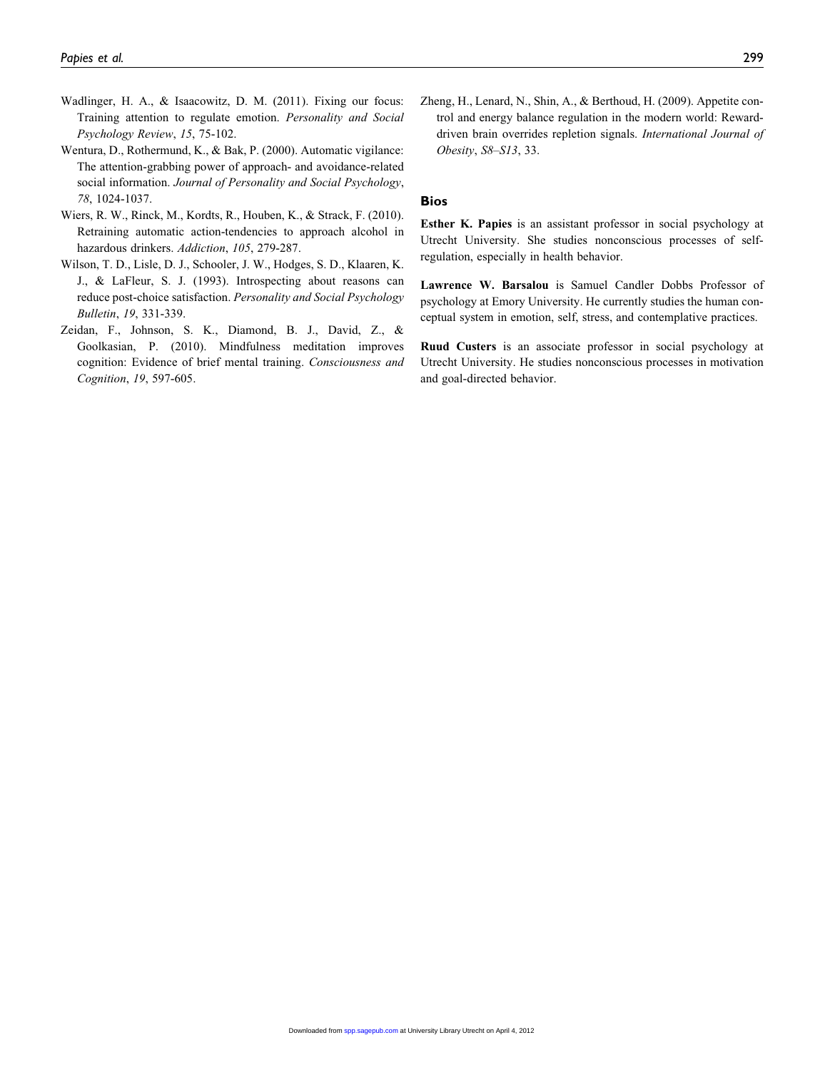Wadlinger, H. A., & Isaacowitz, D. M. (2011). Fixing our focus: Training attention to regulate emotion. *Personality and Social Psychology Review*, *15*, 75-102.

Wentura, D., Rothermund, K., & Bak, P. (2000). Automatic vigilance: The attention-grabbing power of approach- and avoidance-related social information. *Journal of Personality and Social Psychology*, *78*, 1024-1037.

Wiers, R. W., Rinck, M., Kordts, R., Houben, K., & Strack, F. (2010). Retraining automatic action-tendencies to approach alcohol in hazardous drinkers. *Addiction*, *105*, 279-287.

Wilson, T. D., Lisle, D. J., Schooler, J. W., Hodges, S. D., Klaaren, K. J., & LaFleur, S. J. (1993). Introspecting about reasons can reduce post-choice satisfaction. *Personality and Social Psychology Bulletin*, *19*, 331-339.

Zeidan, F., Johnson, S. K., Diamond, B. J., David, Z., & Goolkasian, P. (2010). Mindfulness meditation improves cognition: Evidence of brief mental training. *Consciousness and Cognition*, *19*, 597-605.

Zheng, H., Lenard, N., Shin, A., & Berthoud, H. (2009). Appetite control and energy balance regulation in the modern world: Reward-driven brain overrides repletion signals. *International Journal of Obesity*, *S8–S13*, 33.

## Bios

**Esther K. Papies** is an assistant professor in social psychology at Utrecht University. She studies nonconscious processes of self-regulation, especially in health behavior.

**Lawrence W. Barsalou** is Samuel Candler Dobbs Professor of psychology at Emory University. He currently studies the human conceptual system in emotion, self, stress, and contemplative practices.

**Ruud Custers** is an associate professor in social psychology at Utrecht University. He studies nonconscious processes in motivation and goal-directed behavior.